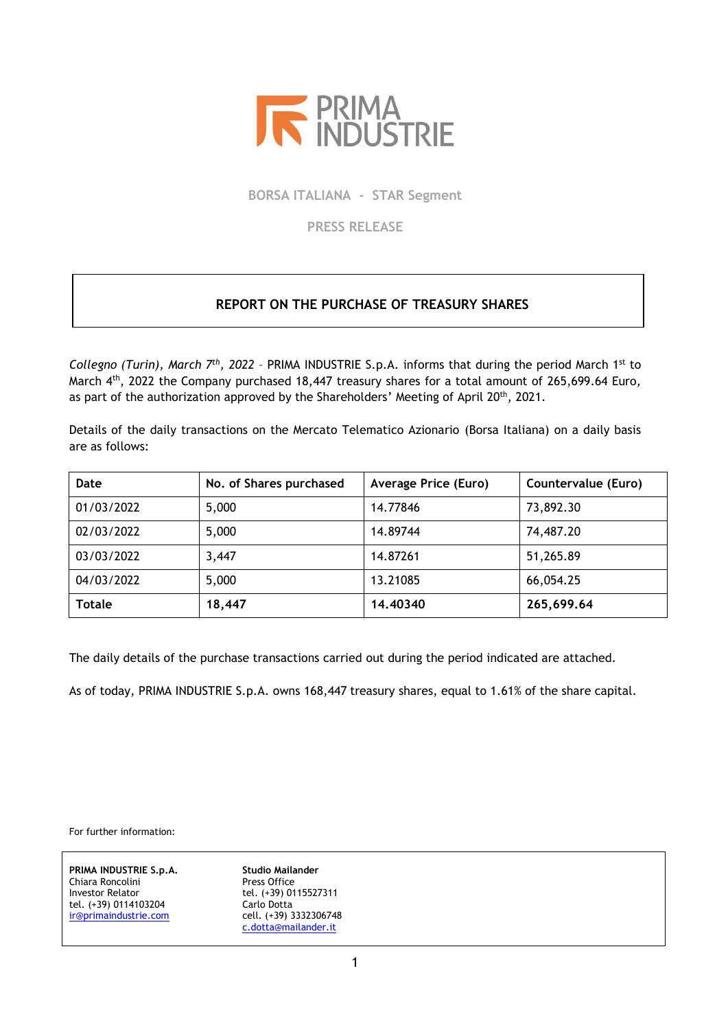PRIMA INDUSTRIE

BORSA ITALIANA - STAR Segment

PRESS RELEASE

## REPORT ON THE PURCHASE OF TREASURY SHARES

*Collegno (Turin), March 7th, 2022* – PRIMA INDUSTRIE S.p.A. informs that during the period March 1st to March 4th, 2022 the Company purchased 18,447 treasury shares for a total amount of 265,699.64 Euro, as part of the authorization approved by the Shareholders' Meeting of April 20th, 2021.

Details of the daily transactions on the Mercato Telematico Azionario (Borsa Italiana) on a daily basis are as follows:

| Date | No. of Shares purchased | Average Price (Euro) | Countervalue (Euro) |
|---|---|---|---|
| 01/03/2022 | 5,000 | 14.77846 | 73,892.30 |
| 02/03/2022 | 5,000 | 14.89744 | 74,487.20 |
| 03/03/2022 | 3,447 | 14.87261 | 51,265.89 |
| 04/03/2022 | 5,000 | 13.21085 | 66,054.25 |
| **Totale** | **18,447** | **14.40340** | **265,699.64** |

The daily details of the purchase transactions carried out during the period indicated are attached.

As of today, PRIMA INDUSTRIE S.p.A. owns 168,447 treasury shares, equal to 1.61% of the share capital.

For further information:

| **PRIMA INDUSTRIE S.p.A.** | **Studio Mailander** |
|---|---|
| Chiara Roncolini | Press Office |
| Investor Relator | tel. (+39) 0115527311 |
| tel. (+39) 0114103204 | Carlo Dotta |
| ir@primaindustrie.com | cell. (+39) 3332306748 |
| | c.dotta@mailander.it |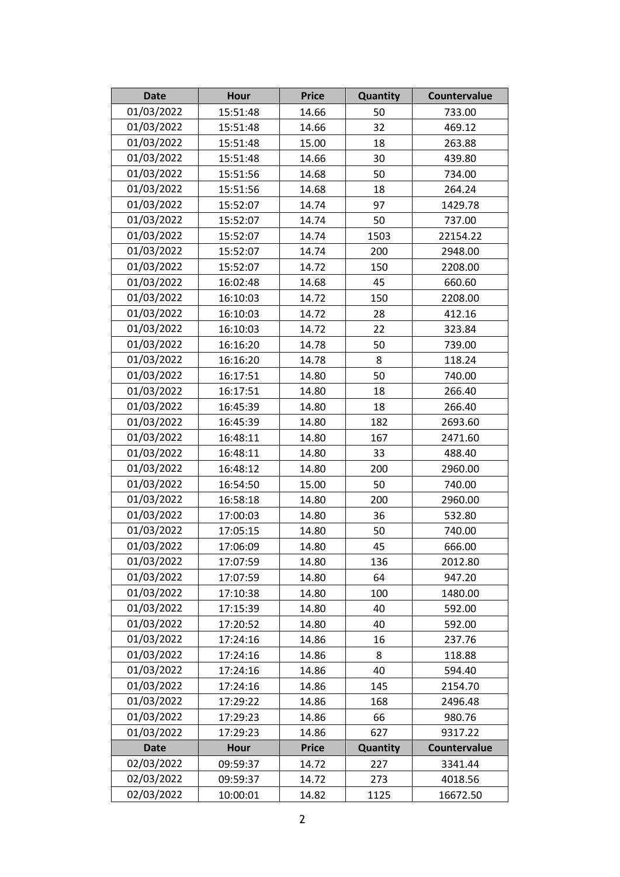| Date | Hour | Price | Quantity | Countervalue |
|---|---|---|---|---|
| 01/03/2022 | 15:51:48 | 14.66 | 50 | 733.00 |
| 01/03/2022 | 15:51:48 | 14.66 | 32 | 469.12 |
| 01/03/2022 | 15:51:48 | 15.00 | 18 | 263.88 |
| 01/03/2022 | 15:51:48 | 14.66 | 30 | 439.80 |
| 01/03/2022 | 15:51:56 | 14.68 | 50 | 734.00 |
| 01/03/2022 | 15:51:56 | 14.68 | 18 | 264.24 |
| 01/03/2022 | 15:52:07 | 14.74 | 97 | 1429.78 |
| 01/03/2022 | 15:52:07 | 14.74 | 50 | 737.00 |
| 01/03/2022 | 15:52:07 | 14.74 | 1503 | 22154.22 |
| 01/03/2022 | 15:52:07 | 14.74 | 200 | 2948.00 |
| 01/03/2022 | 15:52:07 | 14.72 | 150 | 2208.00 |
| 01/03/2022 | 16:02:48 | 14.68 | 45 | 660.60 |
| 01/03/2022 | 16:10:03 | 14.72 | 150 | 2208.00 |
| 01/03/2022 | 16:10:03 | 14.72 | 28 | 412.16 |
| 01/03/2022 | 16:10:03 | 14.72 | 22 | 323.84 |
| 01/03/2022 | 16:16:20 | 14.78 | 50 | 739.00 |
| 01/03/2022 | 16:16:20 | 14.78 | 8 | 118.24 |
| 01/03/2022 | 16:17:51 | 14.80 | 50 | 740.00 |
| 01/03/2022 | 16:17:51 | 14.80 | 18 | 266.40 |
| 01/03/2022 | 16:45:39 | 14.80 | 18 | 266.40 |
| 01/03/2022 | 16:45:39 | 14.80 | 182 | 2693.60 |
| 01/03/2022 | 16:48:11 | 14.80 | 167 | 2471.60 |
| 01/03/2022 | 16:48:11 | 14.80 | 33 | 488.40 |
| 01/03/2022 | 16:48:12 | 14.80 | 200 | 2960.00 |
| 01/03/2022 | 16:54:50 | 15.00 | 50 | 740.00 |
| 01/03/2022 | 16:58:18 | 14.80 | 200 | 2960.00 |
| 01/03/2022 | 17:00:03 | 14.80 | 36 | 532.80 |
| 01/03/2022 | 17:05:15 | 14.80 | 50 | 740.00 |
| 01/03/2022 | 17:06:09 | 14.80 | 45 | 666.00 |
| 01/03/2022 | 17:07:59 | 14.80 | 136 | 2012.80 |
| 01/03/2022 | 17:07:59 | 14.80 | 64 | 947.20 |
| 01/03/2022 | 17:10:38 | 14.80 | 100 | 1480.00 |
| 01/03/2022 | 17:15:39 | 14.80 | 40 | 592.00 |
| 01/03/2022 | 17:20:52 | 14.80 | 40 | 592.00 |
| 01/03/2022 | 17:24:16 | 14.86 | 16 | 237.76 |
| 01/03/2022 | 17:24:16 | 14.86 | 8 | 118.88 |
| 01/03/2022 | 17:24:16 | 14.86 | 40 | 594.40 |
| 01/03/2022 | 17:24:16 | 14.86 | 145 | 2154.70 |
| 01/03/2022 | 17:29:22 | 14.86 | 168 | 2496.48 |
| 01/03/2022 | 17:29:23 | 14.86 | 66 | 980.76 |
| 01/03/2022 | 17:29:23 | 14.86 | 627 | 9317.22 |

| Date | Hour | Price | Quantity | Countervalue |
|---|---|---|---|---|
| 02/03/2022 | 09:59:37 | 14.72 | 227 | 3341.44 |
| 02/03/2022 | 09:59:37 | 14.72 | 273 | 4018.56 |
| 02/03/2022 | 10:00:01 | 14.82 | 1125 | 16672.50 |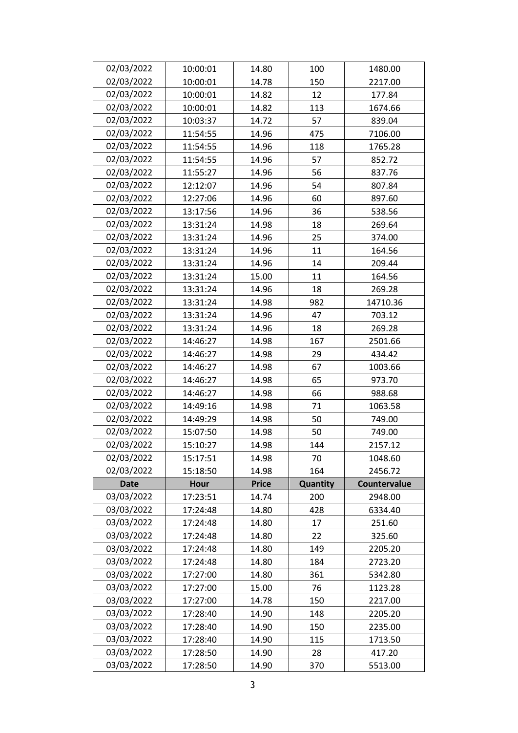| 02/03/2022 | 10:00:01 | 14.80 | 100 | 1480.00 |
|---|---|---|---|---|
| 02/03/2022 | 10:00:01 | 14.78 | 150 | 2217.00 |
| 02/03/2022 | 10:00:01 | 14.82 | 12 | 177.84 |
| 02/03/2022 | 10:00:01 | 14.82 | 113 | 1674.66 |
| 02/03/2022 | 10:03:37 | 14.72 | 57 | 839.04 |
| 02/03/2022 | 11:54:55 | 14.96 | 475 | 7106.00 |
| 02/03/2022 | 11:54:55 | 14.96 | 118 | 1765.28 |
| 02/03/2022 | 11:54:55 | 14.96 | 57 | 852.72 |
| 02/03/2022 | 11:55:27 | 14.96 | 56 | 837.76 |
| 02/03/2022 | 12:12:07 | 14.96 | 54 | 807.84 |
| 02/03/2022 | 12:27:06 | 14.96 | 60 | 897.60 |
| 02/03/2022 | 13:17:56 | 14.96 | 36 | 538.56 |
| 02/03/2022 | 13:31:24 | 14.98 | 18 | 269.64 |
| 02/03/2022 | 13:31:24 | 14.96 | 25 | 374.00 |
| 02/03/2022 | 13:31:24 | 14.96 | 11 | 164.56 |
| 02/03/2022 | 13:31:24 | 14.96 | 14 | 209.44 |
| 02/03/2022 | 13:31:24 | 15.00 | 11 | 164.56 |
| 02/03/2022 | 13:31:24 | 14.96 | 18 | 269.28 |
| 02/03/2022 | 13:31:24 | 14.98 | 982 | 14710.36 |
| 02/03/2022 | 13:31:24 | 14.96 | 47 | 703.12 |
| 02/03/2022 | 13:31:24 | 14.96 | 18 | 269.28 |
| 02/03/2022 | 14:46:27 | 14.98 | 167 | 2501.66 |
| 02/03/2022 | 14:46:27 | 14.98 | 29 | 434.42 |
| 02/03/2022 | 14:46:27 | 14.98 | 67 | 1003.66 |
| 02/03/2022 | 14:46:27 | 14.98 | 65 | 973.70 |
| 02/03/2022 | 14:46:27 | 14.98 | 66 | 988.68 |
| 02/03/2022 | 14:49:16 | 14.98 | 71 | 1063.58 |
| 02/03/2022 | 14:49:29 | 14.98 | 50 | 749.00 |
| 02/03/2022 | 15:07:50 | 14.98 | 50 | 749.00 |
| 02/03/2022 | 15:10:27 | 14.98 | 144 | 2157.12 |
| 02/03/2022 | 15:17:51 | 14.98 | 70 | 1048.60 |
| 02/03/2022 | 15:18:50 | 14.98 | 164 | 2456.72 |
| **Date** | **Hour** | **Price** | **Quantity** | **Countervalue** |
| 03/03/2022 | 17:23:51 | 14.74 | 200 | 2948.00 |
| 03/03/2022 | 17:24:48 | 14.80 | 428 | 6334.40 |
| 03/03/2022 | 17:24:48 | 14.80 | 17 | 251.60 |
| 03/03/2022 | 17:24:48 | 14.80 | 22 | 325.60 |
| 03/03/2022 | 17:24:48 | 14.80 | 149 | 2205.20 |
| 03/03/2022 | 17:24:48 | 14.80 | 184 | 2723.20 |
| 03/03/2022 | 17:27:00 | 14.80 | 361 | 5342.80 |
| 03/03/2022 | 17:27:00 | 15.00 | 76 | 1123.28 |
| 03/03/2022 | 17:27:00 | 14.78 | 150 | 2217.00 |
| 03/03/2022 | 17:28:40 | 14.90 | 148 | 2205.20 |
| 03/03/2022 | 17:28:40 | 14.90 | 150 | 2235.00 |
| 03/03/2022 | 17:28:40 | 14.90 | 115 | 1713.50 |
| 03/03/2022 | 17:28:50 | 14.90 | 28 | 417.20 |
| 03/03/2022 | 17:28:50 | 14.90 | 370 | 5513.00 |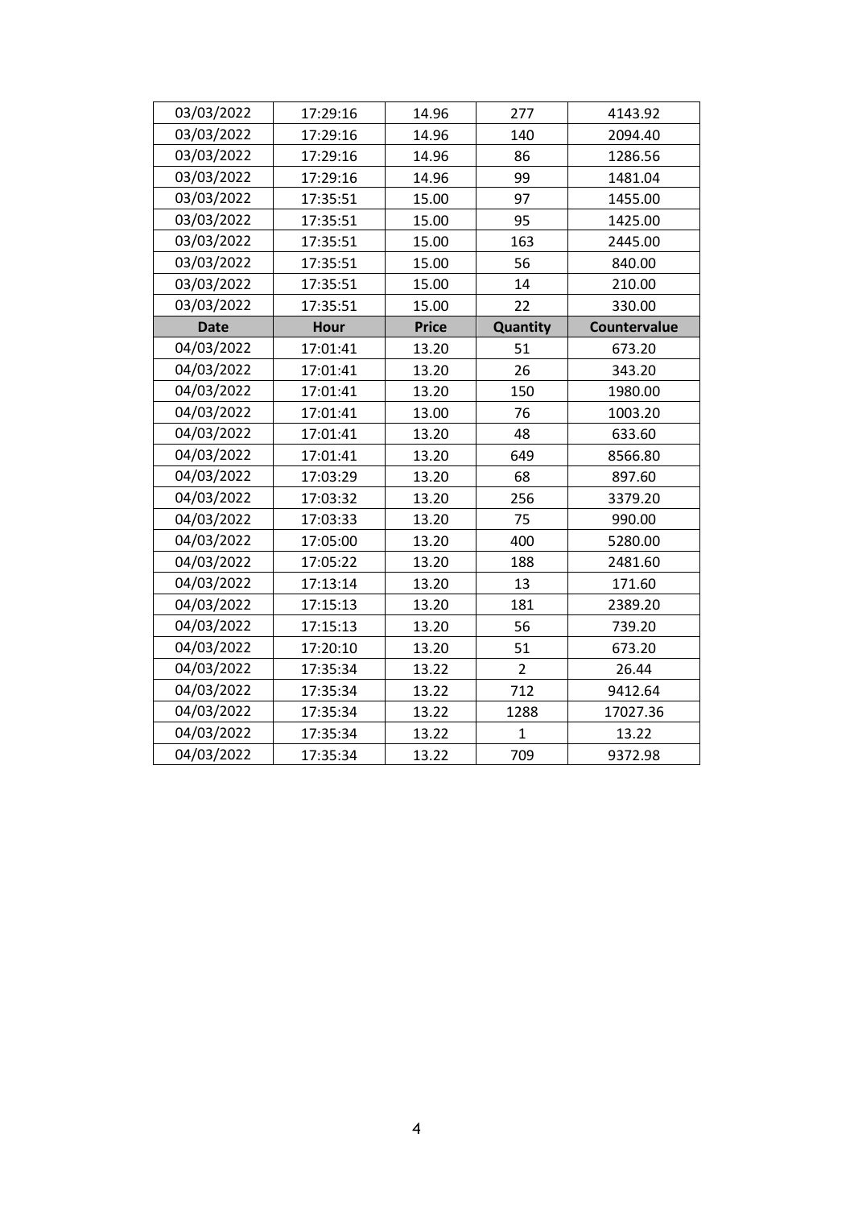| | | | | |
|---|---|---|---|---|
| 03/03/2022 | 17:29:16 | 14.96 | 277 | 4143.92 |
| 03/03/2022 | 17:29:16 | 14.96 | 140 | 2094.40 |
| 03/03/2022 | 17:29:16 | 14.96 | 86 | 1286.56 |
| 03/03/2022 | 17:29:16 | 14.96 | 99 | 1481.04 |
| 03/03/2022 | 17:35:51 | 15.00 | 97 | 1455.00 |
| 03/03/2022 | 17:35:51 | 15.00 | 95 | 1425.00 |
| 03/03/2022 | 17:35:51 | 15.00 | 163 | 2445.00 |
| 03/03/2022 | 17:35:51 | 15.00 | 56 | 840.00 |
| 03/03/2022 | 17:35:51 | 15.00 | 14 | 210.00 |
| 03/03/2022 | 17:35:51 | 15.00 | 22 | 330.00 |
| **Date** | **Hour** | **Price** | **Quantity** | **Countervalue** |
| 04/03/2022 | 17:01:41 | 13.20 | 51 | 673.20 |
| 04/03/2022 | 17:01:41 | 13.20 | 26 | 343.20 |
| 04/03/2022 | 17:01:41 | 13.20 | 150 | 1980.00 |
| 04/03/2022 | 17:01:41 | 13.00 | 76 | 1003.20 |
| 04/03/2022 | 17:01:41 | 13.20 | 48 | 633.60 |
| 04/03/2022 | 17:01:41 | 13.20 | 649 | 8566.80 |
| 04/03/2022 | 17:03:29 | 13.20 | 68 | 897.60 |
| 04/03/2022 | 17:03:32 | 13.20 | 256 | 3379.20 |
| 04/03/2022 | 17:03:33 | 13.20 | 75 | 990.00 |
| 04/03/2022 | 17:05:00 | 13.20 | 400 | 5280.00 |
| 04/03/2022 | 17:05:22 | 13.20 | 188 | 2481.60 |
| 04/03/2022 | 17:13:14 | 13.20 | 13 | 171.60 |
| 04/03/2022 | 17:15:13 | 13.20 | 181 | 2389.20 |
| 04/03/2022 | 17:15:13 | 13.20 | 56 | 739.20 |
| 04/03/2022 | 17:20:10 | 13.20 | 51 | 673.20 |
| 04/03/2022 | 17:35:34 | 13.22 | 2 | 26.44 |
| 04/03/2022 | 17:35:34 | 13.22 | 712 | 9412.64 |
| 04/03/2022 | 17:35:34 | 13.22 | 1288 | 17027.36 |
| 04/03/2022 | 17:35:34 | 13.22 | 1 | 13.22 |
| 04/03/2022 | 17:35:34 | 13.22 | 709 | 9372.98 |